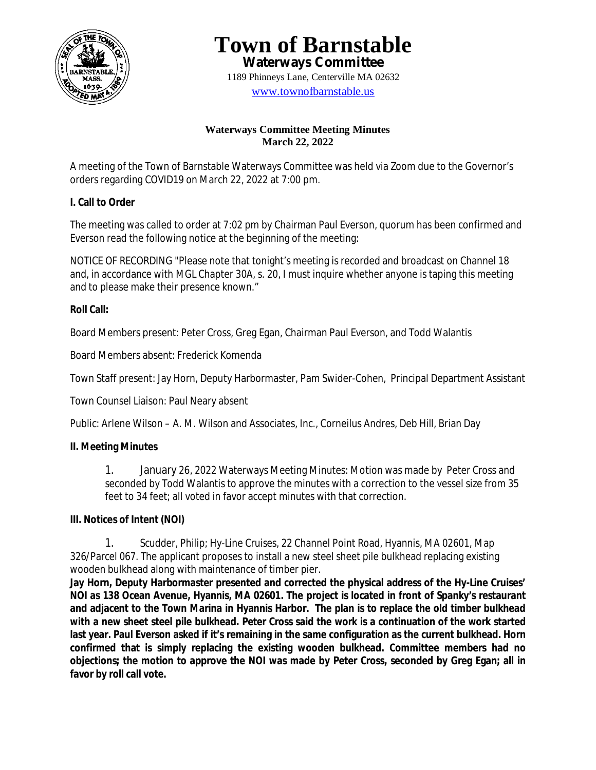# Town of Barnstable

## Waterways Committee

1189 Phinneys Lane, Centerville MA 02632

www.townofbarnstable.us

**Waterways Committee Meeting Minutes**
**March 22, 2022**

A meeting of the Town of Barnstable Waterways Committee was held via Zoom due to the Governor's orders regarding COVID19 on March 22, 2022 at 7:00 pm.

**I. Call to Order**

The meeting was called to order at 7:02 pm by Chairman Paul Everson, quorum has been confirmed and Everson read the following notice at the beginning of the meeting:

NOTICE OF RECORDING "Please note that tonight's meeting is recorded and broadcast on Channel 18 and, in accordance with MGL Chapter 30A, s. 20, I must inquire whether anyone is taping this meeting and to please make their presence known."

**Roll Call:**

Board Members present: Peter Cross, Greg Egan, Chairman Paul Everson, and Todd Walantis

Board Members absent: Frederick Komenda

Town Staff present: Jay Horn, Deputy Harbormaster, Pam Swider-Cohen, Principal Department Assistant

Town Counsel Liaison: Paul Neary absent

Public: Arlene Wilson – A. M. Wilson and Associates, Inc., Corneilus Andres, Deb Hill, Brian Day

**II. Meeting Minutes**

1. January 26, 2022 Waterways Meeting Minutes: Motion was made by Peter Cross and seconded by Todd Walantis to approve the minutes with a correction to the vessel size from 35 feet to 34 feet; all voted in favor accept minutes with that correction.

**III. Notices of Intent (NOI)**

1. Scudder, Philip; Hy-Line Cruises, 22 Channel Point Road, Hyannis, MA 02601, Map 326/Parcel 067. The applicant proposes to install a new steel sheet pile bulkhead replacing existing wooden bulkhead along with maintenance of timber pier.

**Jay Horn, Deputy Harbormaster presented and corrected the physical address of the Hy-Line Cruises' NOI as 138 Ocean Avenue, Hyannis, MA 02601. The project is located in front of Spanky's restaurant and adjacent to the Town Marina in Hyannis Harbor. The plan is to replace the old timber bulkhead with a new sheet steel pile bulkhead. Peter Cross said the work is a continuation of the work started last year. Paul Everson asked if it's remaining in the same configuration as the current bulkhead. Horn confirmed that is simply replacing the existing wooden bulkhead. Committee members had no objections; the motion to approve the NOI was made by Peter Cross, seconded by Greg Egan; all in favor by roll call vote.**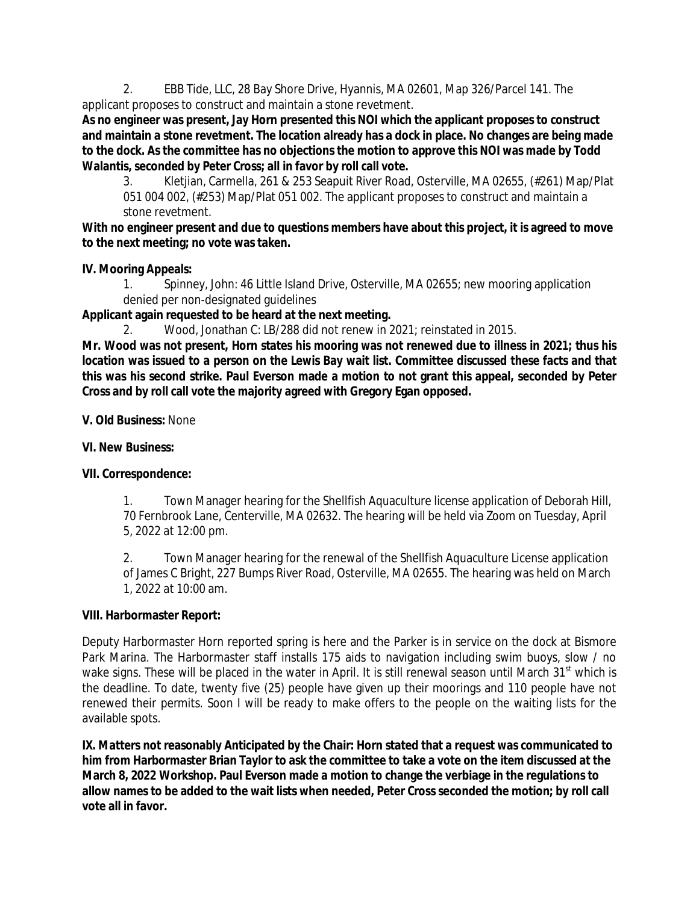2. EBB Tide, LLC, 28 Bay Shore Drive, Hyannis, MA 02601, Map 326/Parcel 141. The applicant proposes to construct and maintain a stone revetment.

**As no engineer was present, Jay Horn presented this NOI which the applicant proposes to construct and maintain a stone revetment. The location already has a dock in place. No changes are being made to the dock. As the committee has no objections the motion to approve this NOI was made by Todd Walantis, seconded by Peter Cross; all in favor by roll call vote.**

3. Kletjian, Carmella, 261 & 253 Seapuit River Road, Osterville, MA 02655, (#261) Map/Plat 051 004 002, (#253) Map/Plat 051 002. The applicant proposes to construct and maintain a stone revetment.

**With no engineer present and due to questions members have about this project, it is agreed to move to the next meeting; no vote was taken.**

**IV. Mooring Appeals:**

1. Spinney, John: 46 Little Island Drive, Osterville, MA 02655; new mooring application denied per non-designated guidelines

**Applicant again requested to be heard at the next meeting.**

2. Wood, Jonathan C: LB/288 did not renew in 2021; reinstated in 2015.

**Mr. Wood was not present, Horn states his mooring was not renewed due to illness in 2021; thus his location was issued to a person on the Lewis Bay wait list. Committee discussed these facts and that this was his second strike. Paul Everson made a motion to not grant this appeal, seconded by Peter Cross and by roll call vote the majority agreed with Gregory Egan opposed.**

**V. Old Business:** None

**VI. New Business:**

**VII. Correspondence:**

1. Town Manager hearing for the Shellfish Aquaculture license application of Deborah Hill, 70 Fernbrook Lane, Centerville, MA 02632. The hearing will be held via Zoom on Tuesday, April 5, 2022 at 12:00 pm.

2. Town Manager hearing for the renewal of the Shellfish Aquaculture License application of James C Bright, 227 Bumps River Road, Osterville, MA 02655. The hearing was held on March 1, 2022 at 10:00 am.

**VIII. Harbormaster Report:**

Deputy Harbormaster Horn reported spring is here and the Parker is in service on the dock at Bismore Park Marina. The Harbormaster staff installs 175 aids to navigation including swim buoys, slow / no wake signs. These will be placed in the water in April. It is still renewal season until March 31st which is the deadline. To date, twenty five (25) people have given up their moorings and 110 people have not renewed their permits. Soon I will be ready to make offers to the people on the waiting lists for the available spots.

**IX. Matters not reasonably Anticipated by the Chair: Horn stated that a request was communicated to him from Harbormaster Brian Taylor to ask the committee to take a vote on the item discussed at the March 8, 2022 Workshop. Paul Everson made a motion to change the verbiage in the regulations to allow names to be added to the wait lists when needed, Peter Cross seconded the motion; by roll call vote all in favor.**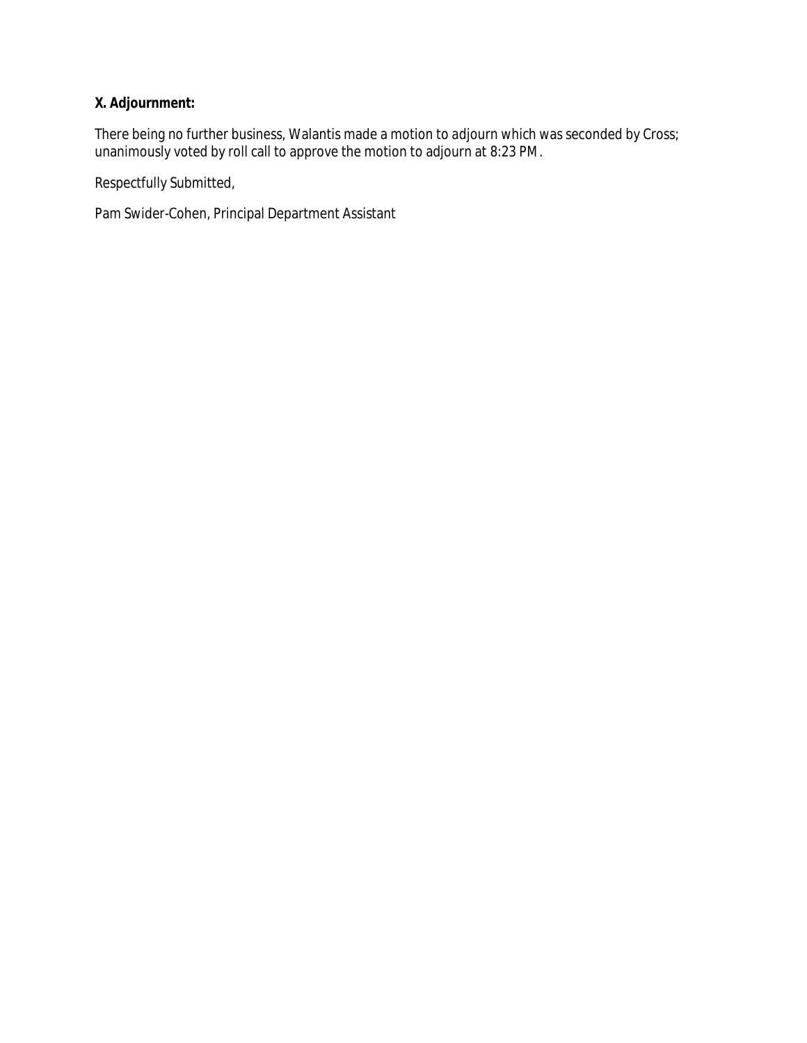**X. Adjournment:**

There being no further business, Walantis made a motion to adjourn which was seconded by Cross; unanimously voted by roll call to approve the motion to adjourn at 8:23 PM.

Respectfully Submitted,

Pam Swider-Cohen, Principal Department Assistant